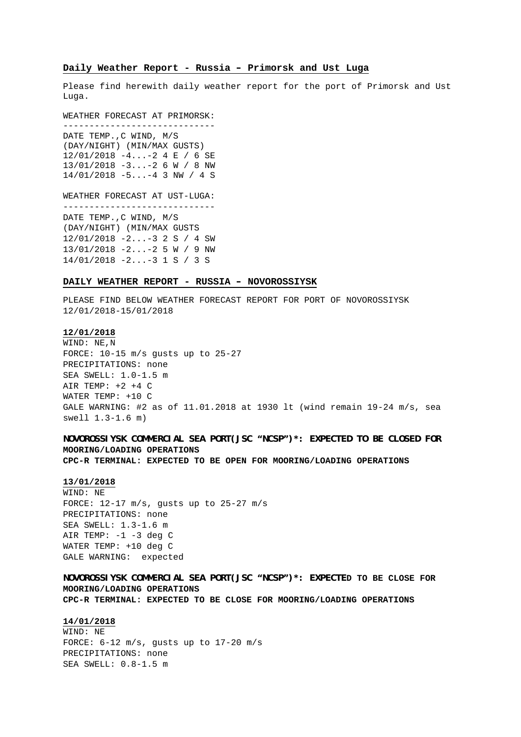## Daily Weather Report - Russia – Primorsk and Ust Luga

Please find herewith daily weather report for the port of Primorsk and Ust Luga.

WEATHER FORECAST AT PRIMORSK:

```
-----------------------------
DATE TEMP.,C WIND, M/S
(DAY/NIGHT) (MIN/MAX GUSTS)
12/01/2018 -4...-2 4 E / 6 SE
13/01/2018 -3...-2 6 W / 8 NW
14/01/2018 -5...-4 3 NW / 4 S
```

WEATHER FORECAST AT UST-LUGA:

```
-----------------------------
DATE TEMP.,C WIND, M/S
(DAY/NIGHT) (MIN/MAX GUSTS
12/01/2018 -2...-3 2 S / 4 SW
13/01/2018 -2...-2 5 W / 9 NW
14/01/2018 -2...-3 1 S / 3 S
```

## DAILY WEATHER REPORT - RUSSIA – NOVOROSSIYSK

PLEASE FIND BELOW WEATHER FORECAST REPORT FOR PORT OF NOVOROSSIYSK 12/01/2018-15/01/2018

**12/01/2018**

WIND: NE,N
FORCE: 10-15 m/s gusts up to 25-27
PRECIPITATIONS: none
SEA SWELL: 1.0-1.5 m
AIR TEMP: +2 +4 C
WATER TEMP: +10 C
GALE WARNING: #2 as of 11.01.2018 at 1930 lt (wind remain 19-24 m/s, sea swell 1.3-1.6 m)

**NOVOROSSIYSK COMMERCIAL SEA PORT(JSC "NCSP")\*: EXPECTED TO BE CLOSED FOR MOORING/LOADING OPERATIONS**
**CPC-R TERMINAL: EXPECTED TO BE OPEN FOR MOORING/LOADING OPERATIONS**

**13/01/2018**

WIND: NE
FORCE: 12-17 m/s, gusts up to 25-27 m/s
PRECIPITATIONS: none
SEA SWELL: 1.3-1.6 m
AIR TEMP: -1 -3 deg C
WATER TEMP: +10 deg C
GALE WARNING: expected

**NOVOROSSIYSK COMMERCIAL SEA PORT(JSC "NCSP")\*: EXPECTED TO BE CLOSE FOR MOORING/LOADING OPERATIONS**
**CPC-R TERMINAL: EXPECTED TO BE CLOSE FOR MOORING/LOADING OPERATIONS**

**14/01/2018**

WIND: NE
FORCE: 6-12 m/s, gusts up to 17-20 m/s
PRECIPITATIONS: none
SEA SWELL: 0.8-1.5 m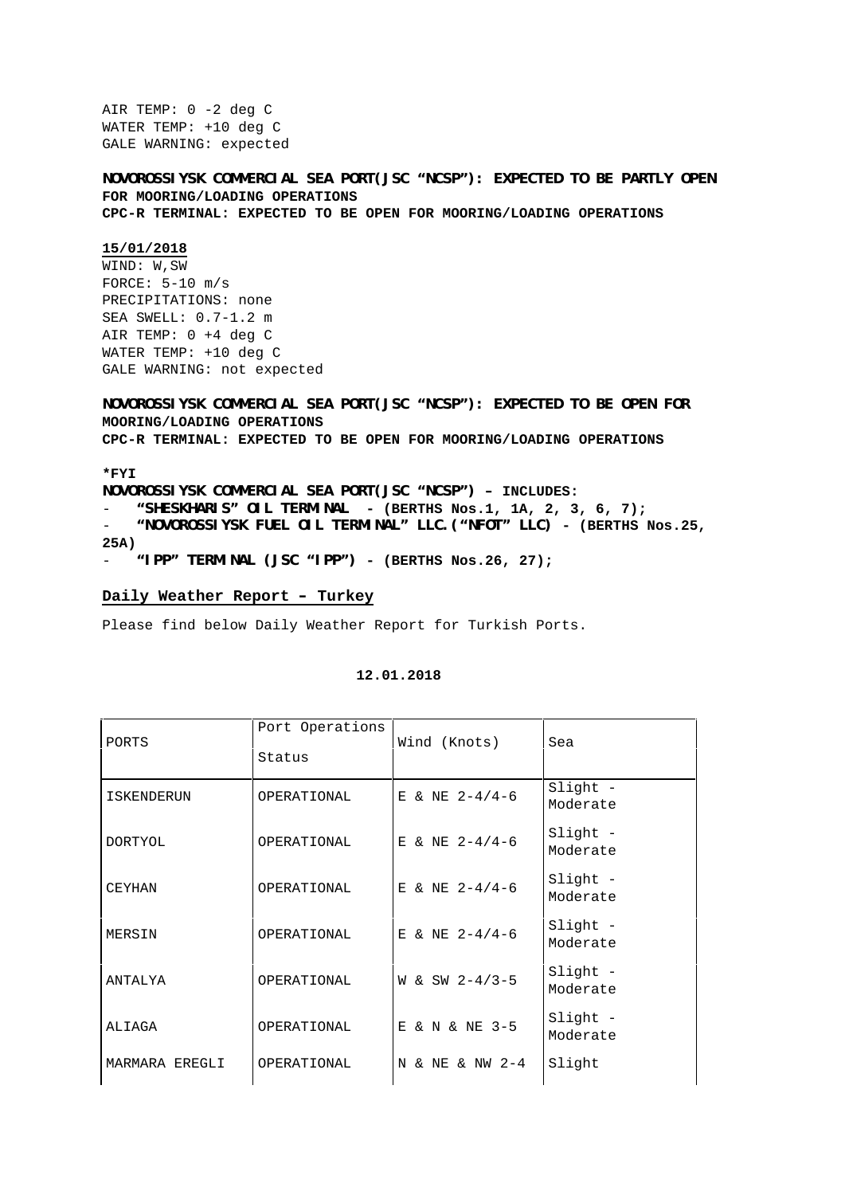AIR TEMP: 0 -2 deg C
WATER TEMP: +10 deg C
GALE WARNING: expected

**NOVOROSSIYSK COMMERCIAL SEA PORT(JSC "NCSP"): EXPECTED TO BE PARTLY OPEN FOR MOORING/LOADING OPERATIONS**
**CPC-R TERMINAL: EXPECTED TO BE OPEN FOR MOORING/LOADING OPERATIONS**

**15/01/2018**

WIND: W,SW
FORCE: 5-10 m/s
PRECIPITATIONS: none
SEA SWELL: 0.7-1.2 m
AIR TEMP: 0 +4 deg C
WATER TEMP: +10 deg C
GALE WARNING: not expected

**NOVOROSSIYSK COMMERCIAL SEA PORT(JSC "NCSP"): EXPECTED TO BE OPEN FOR MOORING/LOADING OPERATIONS**
**CPC-R TERMINAL: EXPECTED TO BE OPEN FOR MOORING/LOADING OPERATIONS**

***FYI**
**NOVOROSSIYSK COMMERCIAL SEA PORT(JSC "NCSP") – INCLUDES:**

- **"SHESKHARIS" OIL TERMINAL - (BERTHS Nos.1, 1A, 2, 3, 6, 7);**
- **"NOVOROSSIYSK FUEL OIL TERMINAL" LLC.("NFOT" LLC) - (BERTHS Nos.25, 25A)**
- **"IPP" TERMINAL (JSC "IPP") - (BERTHS Nos.26, 27);**

## Daily Weather Report – Turkey

Please find below Daily Weather Report for Turkish Ports.

**12.01.2018**

| PORTS | Port Operations Status | Wind (Knots) | Sea |
|---|---|---|---|
| ISKENDERUN | OPERATIONAL | E & NE 2-4/4-6 | Slight - Moderate |
| DORTYOL | OPERATIONAL | E & NE 2-4/4-6 | Slight - Moderate |
| CEYHAN | OPERATIONAL | E & NE 2-4/4-6 | Slight - Moderate |
| MERSIN | OPERATIONAL | E & NE 2-4/4-6 | Slight - Moderate |
| ANTALYA | OPERATIONAL | W & SW 2-4/3-5 | Slight - Moderate |
| ALIAGA | OPERATIONAL | E & N & NE 3-5 | Slight - Moderate |
| MARMARA EREGLI | OPERATIONAL | N & NE & NW 2-4 | Slight |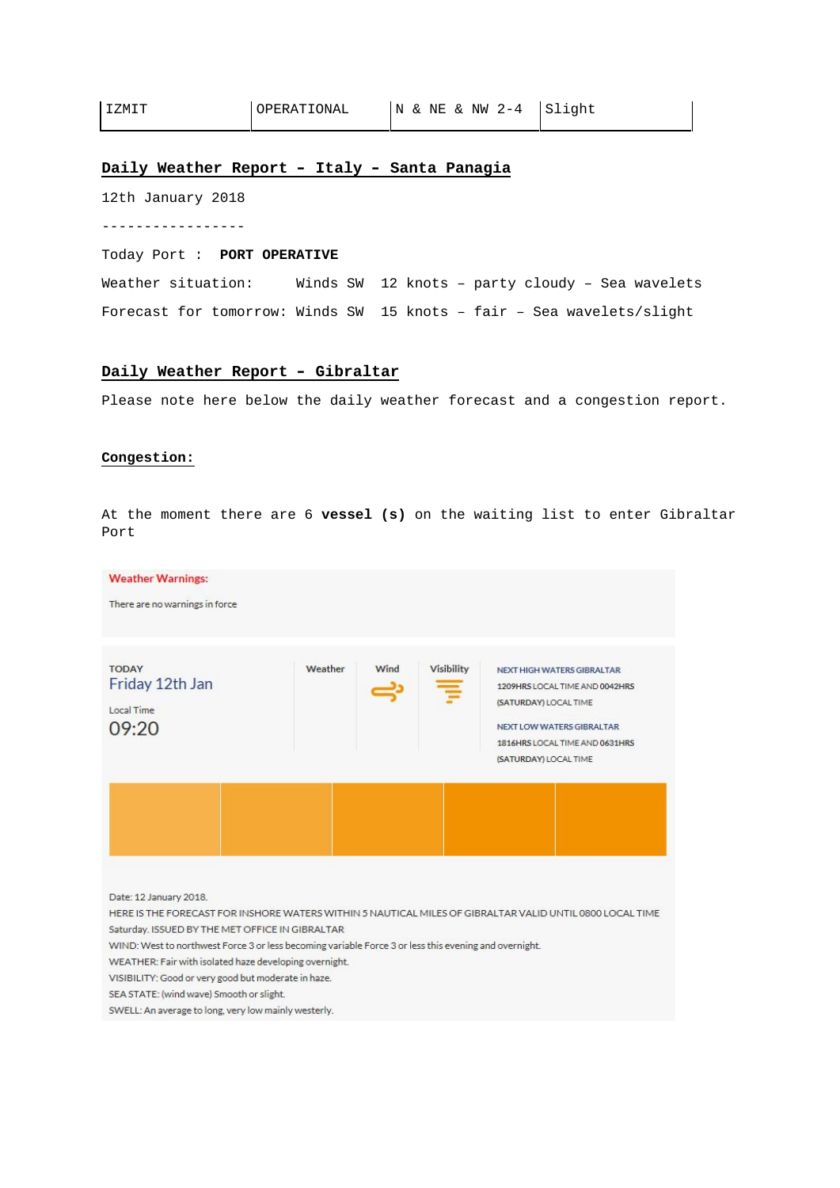| | | | |
|---|---|---|---|
| IZMIT | OPERATIONAL | N & NE & NW 2-4 | Slight |

## Daily Weather Report – Italy – Santa Panagia

12th January 2018

-----------------

Today Port : **PORT OPERATIVE**

Weather situation: Winds SW 12 knots – party cloudy – Sea wavelets

Forecast for tomorrow: Winds SW 15 knots – fair – Sea wavelets/slight

## Daily Weather Report – Gibraltar

Please note here below the daily weather forecast and a congestion report.

**Congestion:**

At the moment there are 6 **vessel (s)** on the waiting list to enter Gibraltar Port

**Weather Warnings:**

There are no warnings in force

TODAY
Friday 12th Jan

Local Time
09:20

Weather

Wind

Visibility

NEXT HIGH WATERS GIBRALTAR
1209HRS LOCAL TIME AND 0042HRS (SATURDAY) LOCAL TIME

NEXT LOW WATERS GIBRALTAR
1816HRS LOCAL TIME AND 0631HRS (SATURDAY) LOCAL TIME

Date: 12 January 2018.

HERE IS THE FORECAST FOR INSHORE WATERS WITHIN 5 NAUTICAL MILES OF GIBRALTAR VALID UNTIL 0800 LOCAL TIME Saturday. ISSUED BY THE MET OFFICE IN GIBRALTAR

WIND: West to northwest Force 3 or less becoming variable Force 3 or less this evening and overnight.

WEATHER: Fair with isolated haze developing overnight.

VISIBILITY: Good or very good but moderate in haze.

SEA STATE: (wind wave) Smooth or slight.

SWELL: An average to long, very low mainly westerly.